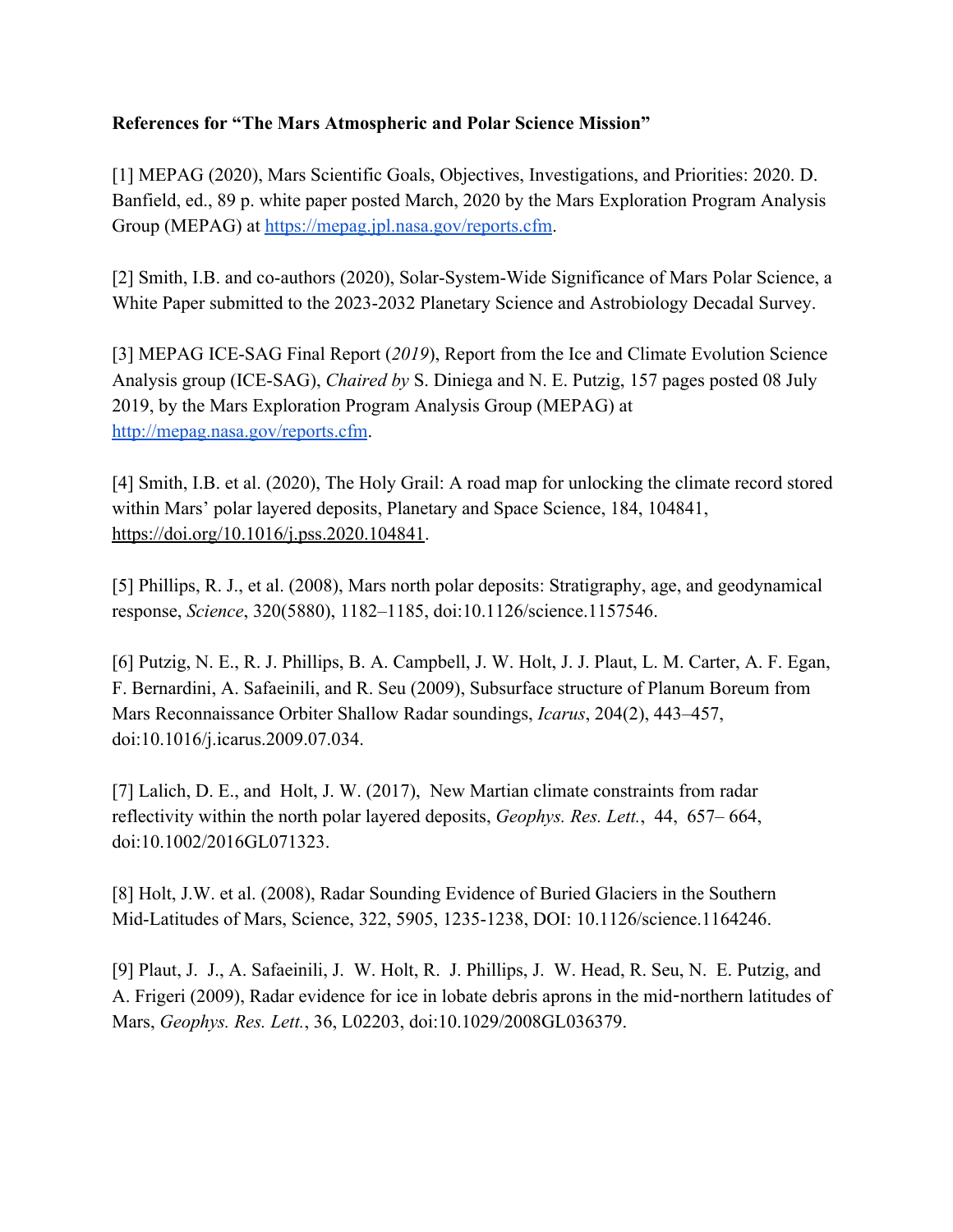**References for "The Mars Atmospheric and Polar Science Mission"**

[1] MEPAG (2020), Mars Scientific Goals, Objectives, Investigations, and Priorities: 2020. D. Banfield, ed., 89 p. white paper posted March, 2020 by the Mars Exploration Program Analysis Group (MEPAG) at [https://mepag.jpl.nasa.gov/reports.cfm](https://mepag.jpl.nasa.gov/reports.cfm).

[2] Smith, I.B. and co-authors (2020), Solar-System-Wide Significance of Mars Polar Science, a White Paper submitted to the 2023-2032 Planetary Science and Astrobiology Decadal Survey.

[3] MEPAG ICE-SAG Final Report (*2019*), Report from the Ice and Climate Evolution Science Analysis group (ICE-SAG), *Chaired by* S. Diniega and N. E. Putzig, 157 pages posted 08 July 2019, by the Mars Exploration Program Analysis Group (MEPAG) at [http://mepag.nasa.gov/reports.cfm](http://mepag.nasa.gov/reports.cfm).

[4] Smith, I.B. et al. (2020), The Holy Grail: A road map for unlocking the climate record stored within Mars' polar layered deposits, Planetary and Space Science, 184, 104841, [https://doi.org/10.1016/j.pss.2020.104841](https://doi.org/10.1016/j.pss.2020.104841).

[5] Phillips, R. J., et al. (2008), Mars north polar deposits: Stratigraphy, age, and geodynamical response, *Science*, 320(5880), 1182–1185, doi:10.1126/science.1157546.

[6] Putzig, N. E., R. J. Phillips, B. A. Campbell, J. W. Holt, J. J. Plaut, L. M. Carter, A. F. Egan, F. Bernardini, A. Safaeinili, and R. Seu (2009), Subsurface structure of Planum Boreum from Mars Reconnaissance Orbiter Shallow Radar soundings, *Icarus*, 204(2), 443–457, doi:10.1016/j.icarus.2009.07.034.

[7] Lalich, D. E., and Holt, J. W. (2017), New Martian climate constraints from radar reflectivity within the north polar layered deposits, *Geophys. Res. Lett.*, 44, 657– 664, doi:10.1002/2016GL071323.

[8] Holt, J.W. et al. (2008), Radar Sounding Evidence of Buried Glaciers in the Southern Mid-Latitudes of Mars, Science, 322, 5905, 1235-1238, DOI: 10.1126/science.1164246.

[9] Plaut, J. J., A. Safaeinili, J. W. Holt, R. J. Phillips, J. W. Head, R. Seu, N. E. Putzig, and A. Frigeri (2009), Radar evidence for ice in lobate debris aprons in the mid-northern latitudes of Mars, *Geophys. Res. Lett.*, 36, L02203, doi:10.1029/2008GL036379.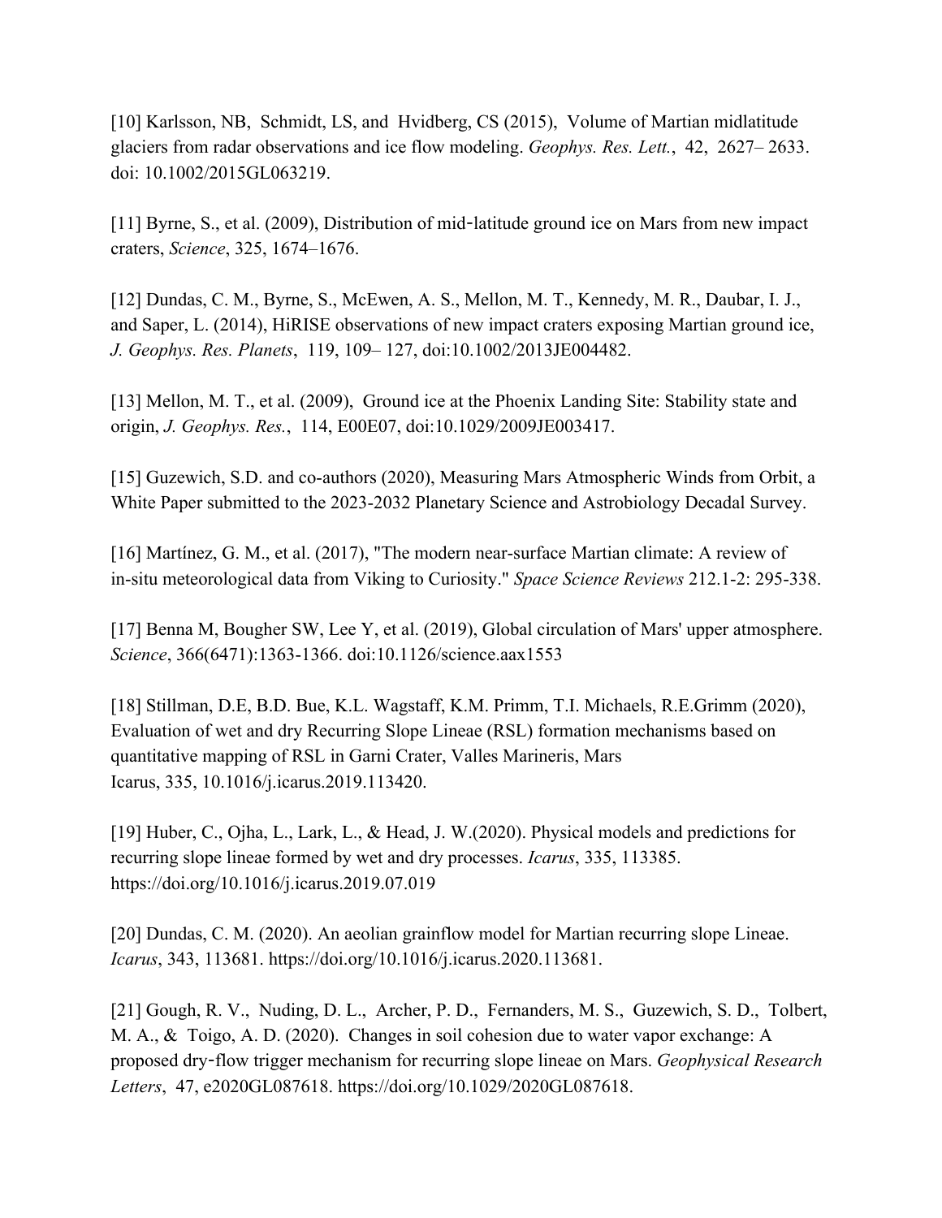[10] Karlsson, NB, Schmidt, LS, and Hvidberg, CS (2015), Volume of Martian midlatitude glaciers from radar observations and ice flow modeling. *Geophys. Res. Lett.*, 42, 2627– 2633. doi: 10.1002/2015GL063219.

[11] Byrne, S., et al. (2009), Distribution of mid‐latitude ground ice on Mars from new impact craters, *Science*, 325, 1674–1676.

[12] Dundas, C. M., Byrne, S., McEwen, A. S., Mellon, M. T., Kennedy, M. R., Daubar, I. J., and Saper, L. (2014), HiRISE observations of new impact craters exposing Martian ground ice, *J. Geophys. Res. Planets*, 119, 109– 127, doi:10.1002/2013JE004482.

[13] Mellon, M. T., et al. (2009), Ground ice at the Phoenix Landing Site: Stability state and origin, *J. Geophys. Res.*, 114, E00E07, doi:10.1029/2009JE003417.

[15] Guzewich, S.D. and co-authors (2020), Measuring Mars Atmospheric Winds from Orbit, a White Paper submitted to the 2023-2032 Planetary Science and Astrobiology Decadal Survey.

[16] Martínez, G. M., et al. (2017), "The modern near-surface Martian climate: A review of in-situ meteorological data from Viking to Curiosity." *Space Science Reviews* 212.1-2: 295-338.

[17] Benna M, Bougher SW, Lee Y, et al. (2019), Global circulation of Mars' upper atmosphere. *Science*, 366(6471):1363-1366. doi:10.1126/science.aax1553

[18] Stillman, D.E, B.D. Bue, K.L. Wagstaff, K.M. Primm, T.I. Michaels, R.E.Grimm (2020), Evaluation of wet and dry Recurring Slope Lineae (RSL) formation mechanisms based on quantitative mapping of RSL in Garni Crater, Valles Marineris, Mars Icarus, 335, 10.1016/j.icarus.2019.113420.

[19] Huber, C., Ojha, L., Lark, L., & Head, J. W.(2020). Physical models and predictions for recurring slope lineae formed by wet and dry processes. *Icarus*, 335, 113385. https://doi.org/10.1016/j.icarus.2019.07.019

[20] Dundas, C. M. (2020). An aeolian grainflow model for Martian recurring slope Lineae. *Icarus*, 343, 113681. https://doi.org/10.1016/j.icarus.2020.113681.

[21] Gough, R. V., Nuding, D. L., Archer, P. D., Fernanders, M. S., Guzewich, S. D., Tolbert, M. A., & Toigo, A. D. (2020). Changes in soil cohesion due to water vapor exchange: A proposed dry‐flow trigger mechanism for recurring slope lineae on Mars. *Geophysical Research Letters*, 47, e2020GL087618. https://doi.org/10.1029/2020GL087618.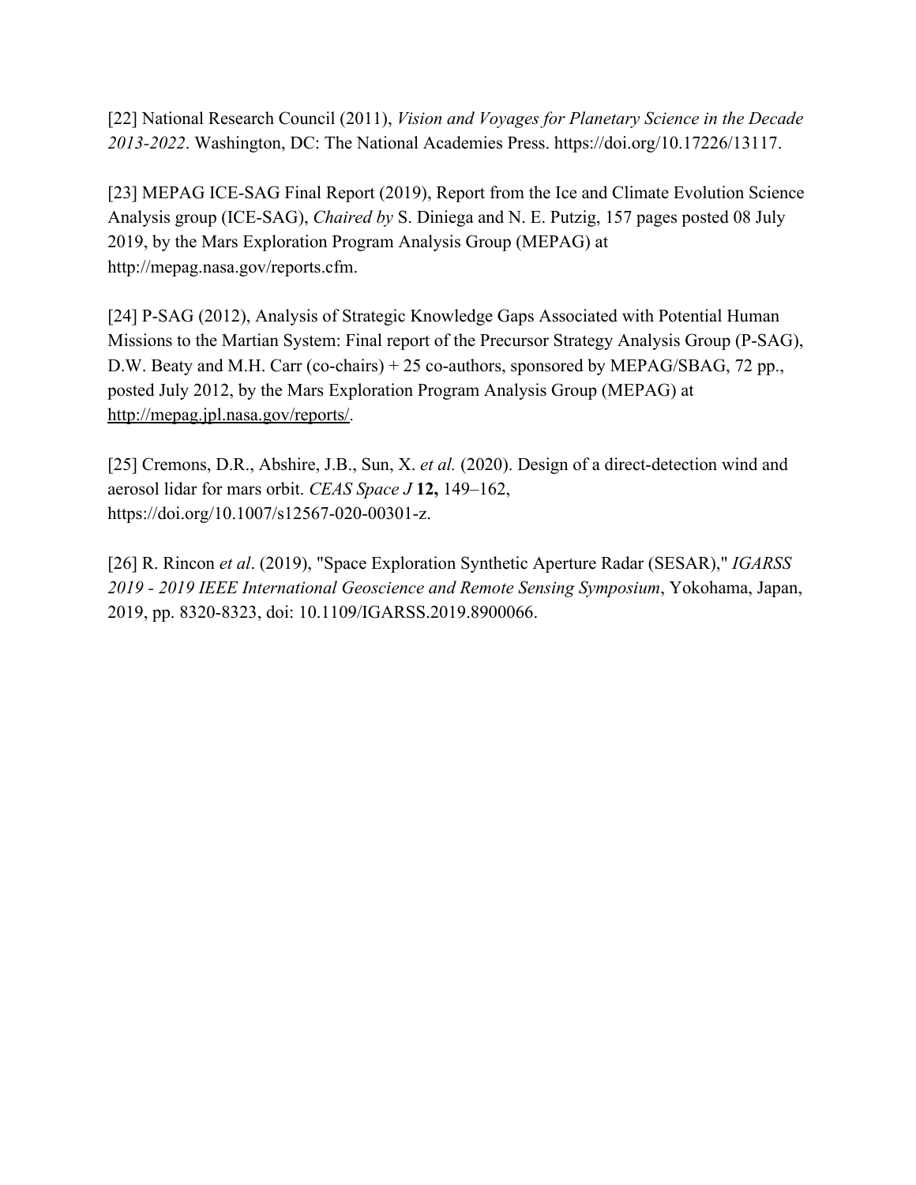[22] National Research Council (2011), *Vision and Voyages for Planetary Science in the Decade 2013-2022*. Washington, DC: The National Academies Press. https://doi.org/10.17226/13117.

[23] MEPAG ICE-SAG Final Report (2019), Report from the Ice and Climate Evolution Science Analysis group (ICE-SAG), *Chaired by* S. Diniega and N. E. Putzig, 157 pages posted 08 July 2019, by the Mars Exploration Program Analysis Group (MEPAG) at http://mepag.nasa.gov/reports.cfm.

[24] P-SAG (2012), Analysis of Strategic Knowledge Gaps Associated with Potential Human Missions to the Martian System: Final report of the Precursor Strategy Analysis Group (P-SAG), D.W. Beaty and M.H. Carr (co-chairs) + 25 co-authors, sponsored by MEPAG/SBAG, 72 pp., posted July 2012, by the Mars Exploration Program Analysis Group (MEPAG) at http://mepag.jpl.nasa.gov/reports/.

[25] Cremons, D.R., Abshire, J.B., Sun, X. *et al.* (2020). Design of a direct-detection wind and aerosol lidar for mars orbit. *CEAS Space J* **12,** 149–162, https://doi.org/10.1007/s12567-020-00301-z.

[26] R. Rincon *et al*. (2019), "Space Exploration Synthetic Aperture Radar (SESAR)," *IGARSS 2019 - 2019 IEEE International Geoscience and Remote Sensing Symposium*, Yokohama, Japan, 2019, pp. 8320-8323, doi: 10.1109/IGARSS.2019.8900066.